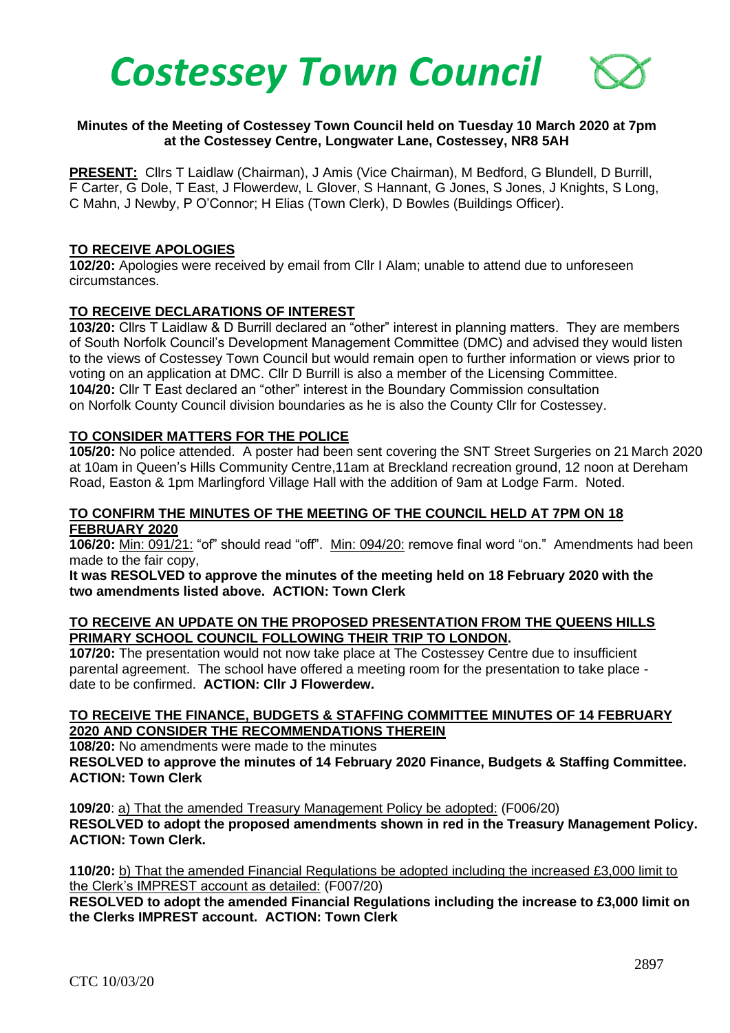# Costessey Town Council

**Minutes of the Meeting of Costessey Town Council held on Tuesday 10 March 2020 at 7pm at the Costessey Centre, Longwater Lane, Costessey, NR8 5AH**

**PRESENT:** Cllrs T Laidlaw (Chairman), J Amis (Vice Chairman), M Bedford, G Blundell, D Burrill, F Carter, G Dole, T East, J Flowerdew, L Glover, S Hannant, G Jones, S Jones, J Knights, S Long, C Mahn, J Newby, P O'Connor; H Elias (Town Clerk), D Bowles (Buildings Officer).

**TO RECEIVE APOLOGIES**

**102/20:** Apologies were received by email from Cllr I Alam; unable to attend due to unforeseen circumstances.

**TO RECEIVE DECLARATIONS OF INTEREST**

**103/20:** Cllrs T Laidlaw & D Burrill declared an "other" interest in planning matters. They are members of South Norfolk Council's Development Management Committee (DMC) and advised they would listen to the views of Costessey Town Council but would remain open to further information or views prior to voting on an application at DMC. Cllr D Burrill is also a member of the Licensing Committee.

**104/20:** Cllr T East declared an "other" interest in the Boundary Commission consultation on Norfolk County Council division boundaries as he is also the County Cllr for Costessey.

**TO CONSIDER MATTERS FOR THE POLICE**

**105/20:** No police attended. A poster had been sent covering the SNT Street Surgeries on 21 March 2020 at 10am in Queen's Hills Community Centre,11am at Breckland recreation ground, 12 noon at Dereham Road, Easton & 1pm Marlingford Village Hall with the addition of 9am at Lodge Farm. Noted.

**TO CONFIRM THE MINUTES OF THE MEETING OF THE COUNCIL HELD AT 7PM ON 18 FEBRUARY 2020**

**106/20:** Min: 091/21: "of" should read "off". Min: 094/20: remove final word "on." Amendments had been made to the fair copy,

**It was RESOLVED to approve the minutes of the meeting held on 18 February 2020 with the two amendments listed above. ACTION: Town Clerk**

**TO RECEIVE AN UPDATE ON THE PROPOSED PRESENTATION FROM THE QUEENS HILLS PRIMARY SCHOOL COUNCIL FOLLOWING THEIR TRIP TO LONDON.**

**107/20:** The presentation would not now take place at The Costessey Centre due to insufficient parental agreement. The school have offered a meeting room for the presentation to take place - date to be confirmed. **ACTION: Cllr J Flowerdew.**

**TO RECEIVE THE FINANCE, BUDGETS & STAFFING COMMITTEE MINUTES OF 14 FEBRUARY 2020 AND CONSIDER THE RECOMMENDATIONS THEREIN**

**108/20:** No amendments were made to the minutes

**RESOLVED to approve the minutes of 14 February 2020 Finance, Budgets & Staffing Committee. ACTION: Town Clerk**

**109/20**: a) That the amended Treasury Management Policy be adopted: (F006/20)

**RESOLVED to adopt the proposed amendments shown in red in the Treasury Management Policy. ACTION: Town Clerk.**

**110/20:** b) That the amended Financial Regulations be adopted including the increased £3,000 limit to the Clerk's IMPREST account as detailed: (F007/20)

**RESOLVED to adopt the amended Financial Regulations including the increase to £3,000 limit on the Clerks IMPREST account. ACTION: Town Clerk**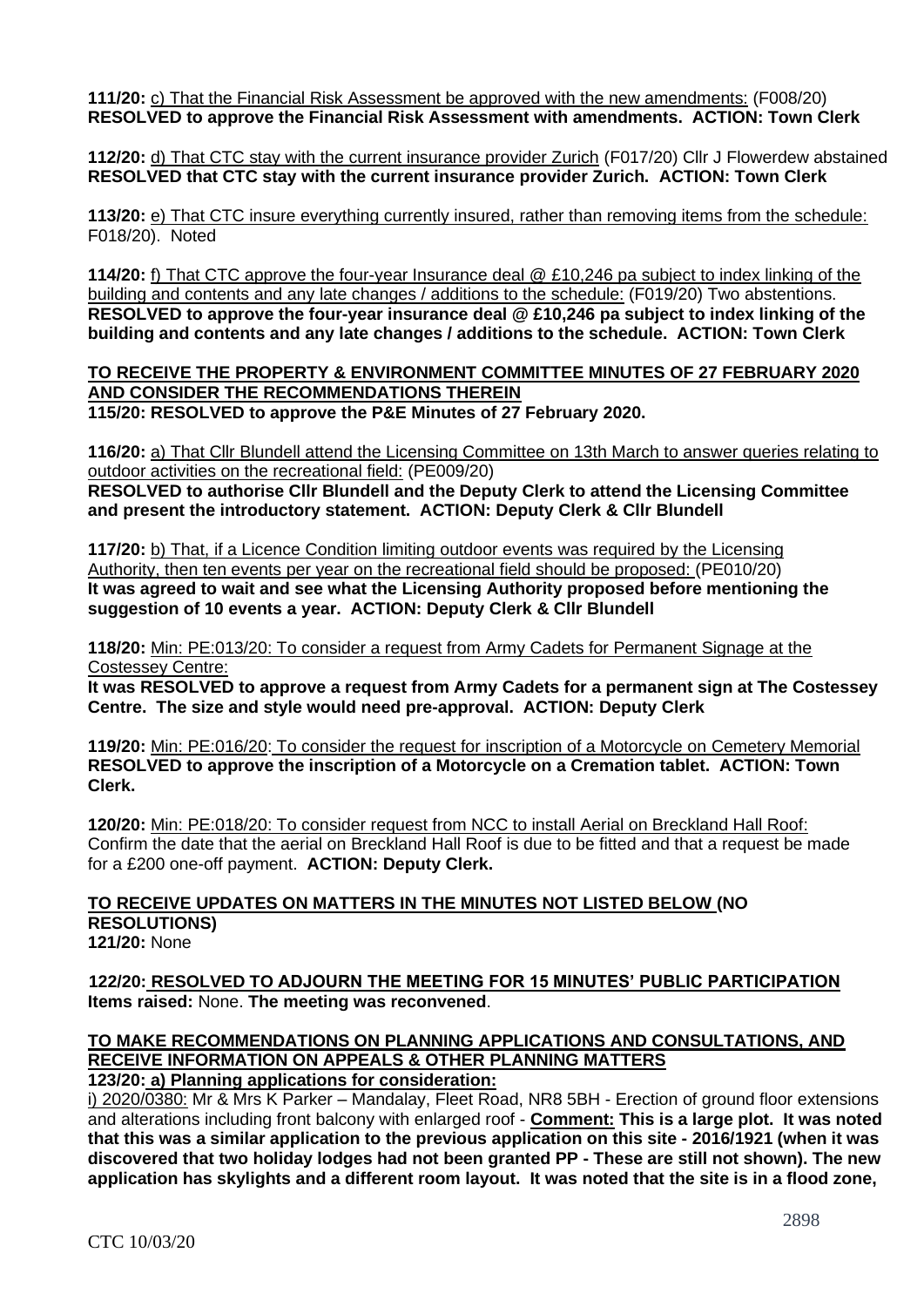**111/20:** c) That the Financial Risk Assessment be approved with the new amendments: (F008/20)
**RESOLVED to approve the Financial Risk Assessment with amendments. ACTION: Town Clerk**

**112/20:** d) That CTC stay with the current insurance provider Zurich (F017/20) Cllr J Flowerdew abstained
**RESOLVED that CTC stay with the current insurance provider Zurich. ACTION: Town Clerk**

**113/20:** e) That CTC insure everything currently insured, rather than removing items from the schedule: F018/20). Noted

**114/20:** f) That CTC approve the four-year Insurance deal @ £10,246 pa subject to index linking of the building and contents and any late changes / additions to the schedule: (F019/20) Two abstentions.
**RESOLVED to approve the four-year insurance deal @ £10,246 pa subject to index linking of the building and contents and any late changes / additions to the schedule. ACTION: Town Clerk**

**TO RECEIVE THE PROPERTY & ENVIRONMENT COMMITTEE MINUTES OF 27 FEBRUARY 2020 AND CONSIDER THE RECOMMENDATIONS THEREIN**
**115/20: RESOLVED to approve the P&E Minutes of 27 February 2020.**

**116/20:** a) That Cllr Blundell attend the Licensing Committee on 13th March to answer queries relating to outdoor activities on the recreational field: (PE009/20)
**RESOLVED to authorise Cllr Blundell and the Deputy Clerk to attend the Licensing Committee and present the introductory statement. ACTION: Deputy Clerk & Cllr Blundell**

**117/20:** b) That, if a Licence Condition limiting outdoor events was required by the Licensing Authority, then ten events per year on the recreational field should be proposed: (PE010/20)
**It was agreed to wait and see what the Licensing Authority proposed before mentioning the suggestion of 10 events a year. ACTION: Deputy Clerk & Cllr Blundell**

**118/20:** Min: PE:013/20: To consider a request from Army Cadets for Permanent Signage at the Costessey Centre:
**It was RESOLVED to approve a request from Army Cadets for a permanent sign at The Costessey Centre. The size and style would need pre-approval. ACTION: Deputy Clerk**

**119/20:** Min: PE:016/20: To consider the request for inscription of a Motorcycle on Cemetery Memorial
**RESOLVED to approve the inscription of a Motorcycle on a Cremation tablet. ACTION: Town Clerk.**

**120/20:** Min: PE:018/20: To consider request from NCC to install Aerial on Breckland Hall Roof:
Confirm the date that the aerial on Breckland Hall Roof is due to be fitted and that a request be made for a £200 one-off payment. **ACTION: Deputy Clerk.**

**TO RECEIVE UPDATES ON MATTERS IN THE MINUTES NOT LISTED BELOW (NO RESOLUTIONS)**
**121/20:** None

**122/20: RESOLVED TO ADJOURN THE MEETING FOR 15 MINUTES' PUBLIC PARTICIPATION**
**Items raised:** None. **The meeting was reconvened**.

**TO MAKE RECOMMENDATIONS ON PLANNING APPLICATIONS AND CONSULTATIONS, AND RECEIVE INFORMATION ON APPEALS & OTHER PLANNING MATTERS**
**123/20: a) Planning applications for consideration:**
i) 2020/0380: Mr & Mrs K Parker – Mandalay, Fleet Road, NR8 5BH - Erection of ground floor extensions and alterations including front balcony with enlarged roof - **Comment: This is a large plot. It was noted that this was a similar application to the previous application on this site - 2016/1921 (when it was discovered that two holiday lodges had not been granted PP - These are still not shown). The new application has skylights and a different room layout. It was noted that the site is in a flood zone,**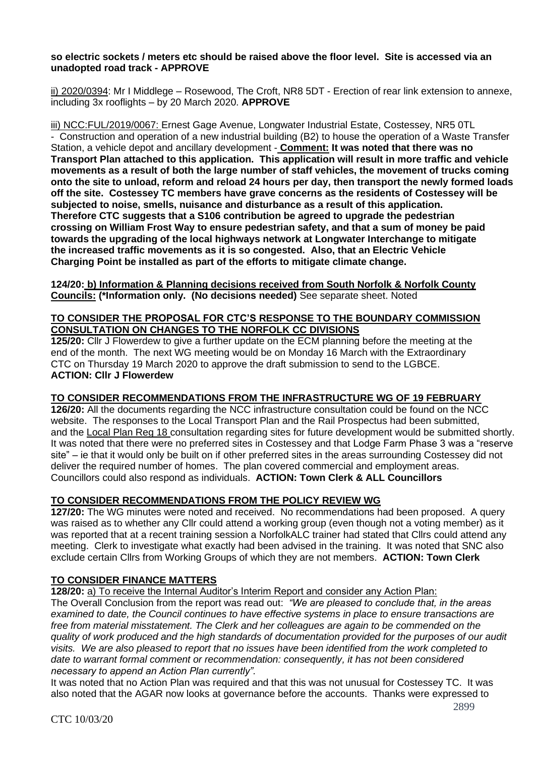**so electric sockets / meters etc should be raised above the floor level. Site is accessed via an unadopted road track - APPROVE**

ii) 2020/0394: Mr I Middlege – Rosewood, The Croft, NR8 5DT - Erection of rear link extension to annexe, including 3x rooflights – by 20 March 2020. **APPROVE**

iii) NCC:FUL/2019/0067: Ernest Gage Avenue, Longwater Industrial Estate, Costessey, NR5 0TL - Construction and operation of a new industrial building (B2) to house the operation of a Waste Transfer Station, a vehicle depot and ancillary development - **Comment: It was noted that there was no Transport Plan attached to this application. This application will result in more traffic and vehicle movements as a result of both the large number of staff vehicles, the movement of trucks coming onto the site to unload, reform and reload 24 hours per day, then transport the newly formed loads off the site. Costessey TC members have grave concerns as the residents of Costessey will be subjected to noise, smells, nuisance and disturbance as a result of this application. Therefore CTC suggests that a S106 contribution be agreed to upgrade the pedestrian crossing on William Frost Way to ensure pedestrian safety, and that a sum of money be paid towards the upgrading of the local highways network at Longwater Interchange to mitigate the increased traffic movements as it is so congested. Also, that an Electric Vehicle Charging Point be installed as part of the efforts to mitigate climate change.**

**124/20: b) Information & Planning decisions received from South Norfolk & Norfolk County Councils: (*Information only. (No decisions needed)** See separate sheet. Noted

**TO CONSIDER THE PROPOSAL FOR CTC'S RESPONSE TO THE BOUNDARY COMMISSION CONSULTATION ON CHANGES TO THE NORFOLK CC DIVISIONS**

**125/20:** Cllr J Flowerdew to give a further update on the ECM planning before the meeting at the end of the month. The next WG meeting would be on Monday 16 March with the Extraordinary CTC on Thursday 19 March 2020 to approve the draft submission to send to the LGBCE.
**ACTION: Cllr J Flowerdew**

**TO CONSIDER RECOMMENDATIONS FROM THE INFRASTRUCTURE WG OF 19 FEBRUARY**

**126/20:** All the documents regarding the NCC infrastructure consultation could be found on the NCC website. The responses to the Local Transport Plan and the Rail Prospectus had been submitted, and the Local Plan Reg 18 consultation regarding sites for future development would be submitted shortly. It was noted that there were no preferred sites in Costessey and that Lodge Farm Phase 3 was a "reserve site" – ie that it would only be built on if other preferred sites in the areas surrounding Costessey did not deliver the required number of homes. The plan covered commercial and employment areas. Councillors could also respond as individuals. **ACTION: Town Clerk & ALL Councillors**

**TO CONSIDER RECOMMENDATIONS FROM THE POLICY REVIEW WG**

**127/20:** The WG minutes were noted and received. No recommendations had been proposed. A query was raised as to whether any Cllr could attend a working group (even though not a voting member) as it was reported that at a recent training session a NorfolkALC trainer had stated that Cllrs could attend any meeting. Clerk to investigate what exactly had been advised in the training. It was noted that SNC also exclude certain Cllrs from Working Groups of which they are not members. **ACTION: Town Clerk**

**TO CONSIDER FINANCE MATTERS**

**128/20:** a) To receive the Internal Auditor's Interim Report and consider any Action Plan:
The Overall Conclusion from the report was read out: *"We are pleased to conclude that, in the areas examined to date, the Council continues to have effective systems in place to ensure transactions are free from material misstatement. The Clerk and her colleagues are again to be commended on the quality of work produced and the high standards of documentation provided for the purposes of our audit visits. We are also pleased to report that no issues have been identified from the work completed to date to warrant formal comment or recommendation: consequently, it has not been considered necessary to append an Action Plan currently".*
It was noted that no Action Plan was required and that this was not unusual for Costessey TC. It was also noted that the AGAR now looks at governance before the accounts. Thanks were expressed to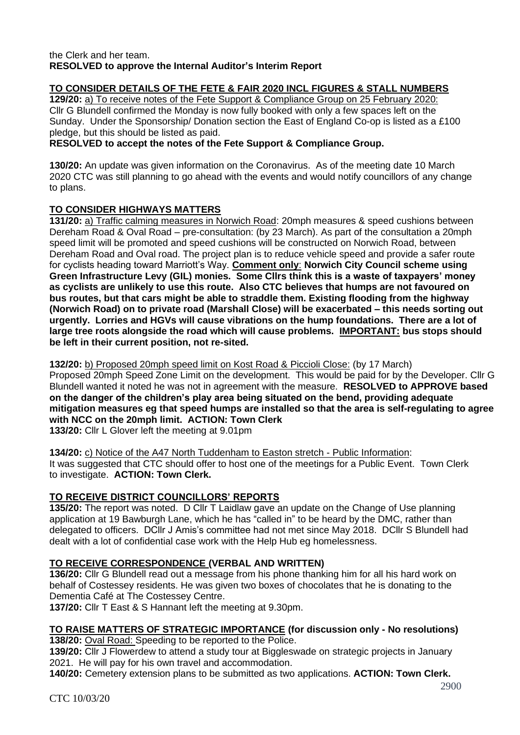the Clerk and her team.
**RESOLVED to approve the Internal Auditor's Interim Report**

**TO CONSIDER DETAILS OF THE FETE & FAIR 2020 INCL FIGURES & STALL NUMBERS**

**129/20:** a) To receive notes of the Fete Support & Compliance Group on 25 February 2020: Cllr G Blundell confirmed the Monday is now fully booked with only a few spaces left on the Sunday. Under the Sponsorship/ Donation section the East of England Co-op is listed as a £100 pledge, but this should be listed as paid.
**RESOLVED to accept the notes of the Fete Support & Compliance Group.**

**130/20:** An update was given information on the Coronavirus. As of the meeting date 10 March 2020 CTC was still planning to go ahead with the events and would notify councillors of any change to plans.

**TO CONSIDER HIGHWAYS MATTERS**

**131/20:** a) Traffic calming measures in Norwich Road: 20mph measures & speed cushions between Dereham Road & Oval Road – pre-consultation: (by 23 March). As part of the consultation a 20mph speed limit will be promoted and speed cushions will be constructed on Norwich Road, between Dereham Road and Oval road. The project plan is to reduce vehicle speed and provide a safer route for cyclists heading toward Marriott's Way. **Comment only: Norwich City Council scheme using Green Infrastructure Levy (GIL) monies. Some Cllrs think this is a waste of taxpayers' money as cyclists are unlikely to use this route. Also CTC believes that humps are not favoured on bus routes, but that cars might be able to straddle them. Existing flooding from the highway (Norwich Road) on to private road (Marshall Close) will be exacerbated – this needs sorting out urgently. Lorries and HGVs will cause vibrations on the hump foundations. There are a lot of large tree roots alongside the road which will cause problems. IMPORTANT: bus stops should be left in their current position, not re-sited.**

**132/20:** b) Proposed 20mph speed limit on Kost Road & Piccioli Close: (by 17 March)
Proposed 20mph Speed Zone Limit on the development. This would be paid for by the Developer. Cllr G Blundell wanted it noted he was not in agreement with the measure. **RESOLVED to APPROVE based on the danger of the children's play area being situated on the bend, providing adequate mitigation measures eg that speed humps are installed so that the area is self-regulating to agree with NCC on the 20mph limit. ACTION: Town Clerk**
**133/20:** Cllr L Glover left the meeting at 9.01pm

**134/20:** c) Notice of the A47 North Tuddenham to Easton stretch - Public Information:
It was suggested that CTC should offer to host one of the meetings for a Public Event. Town Clerk to investigate. **ACTION: Town Clerk.**

**TO RECEIVE DISTRICT COUNCILLORS' REPORTS**

**135/20:** The report was noted. D Cllr T Laidlaw gave an update on the Change of Use planning application at 19 Bawburgh Lane, which he has "called in" to be heard by the DMC, rather than delegated to officers. DCllr J Amis's committee had not met since May 2018. DCllr S Blundell had dealt with a lot of confidential case work with the Help Hub eg homelessness.

**TO RECEIVE CORRESPONDENCE (VERBAL AND WRITTEN)**

**136/20:** Cllr G Blundell read out a message from his phone thanking him for all his hard work on behalf of Costessey residents. He was given two boxes of chocolates that he is donating to the Dementia Café at The Costessey Centre.
**137/20:** Cllr T East & S Hannant left the meeting at 9.30pm.

**TO RAISE MATTERS OF STRATEGIC IMPORTANCE (for discussion only - No resolutions)**

**138/20:** Oval Road: Speeding to be reported to the Police.
**139/20:** Cllr J Flowerdew to attend a study tour at Biggleswade on strategic projects in January 2021. He will pay for his own travel and accommodation.
**140/20:** Cemetery extension plans to be submitted as two applications. **ACTION: Town Clerk.**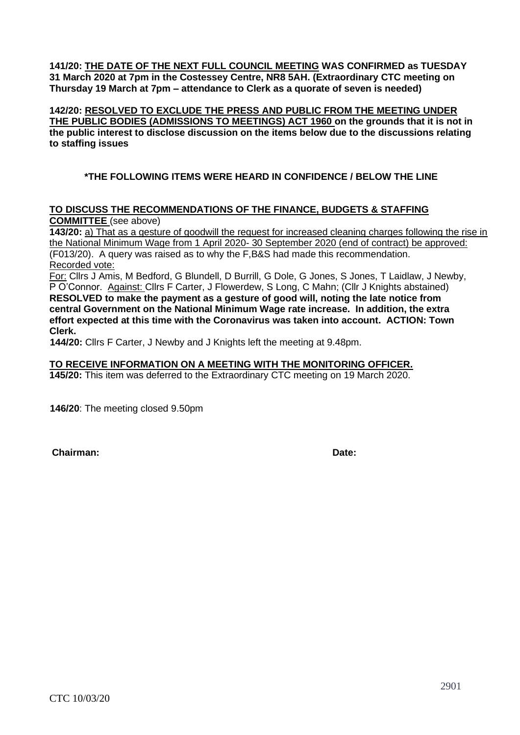**141/20: THE DATE OF THE NEXT FULL COUNCIL MEETING WAS CONFIRMED as TUESDAY 31 March 2020 at 7pm in the Costessey Centre, NR8 5AH. (Extraordinary CTC meeting on Thursday 19 March at 7pm – attendance to Clerk as a quorate of seven is needed)**

**142/20: RESOLVED TO EXCLUDE THE PRESS AND PUBLIC FROM THE MEETING UNDER THE PUBLIC BODIES (ADMISSIONS TO MEETINGS) ACT 1960 on the grounds that it is not in the public interest to disclose discussion on the items below due to the discussions relating to staffing issues**

**\*THE FOLLOWING ITEMS WERE HEARD IN CONFIDENCE / BELOW THE LINE**

**TO DISCUSS THE RECOMMENDATIONS OF THE FINANCE, BUDGETS & STAFFING COMMITTEE** (see above)

**143/20:** a) That as a gesture of goodwill the request for increased cleaning charges following the rise in the National Minimum Wage from 1 April 2020- 30 September 2020 (end of contract) be approved: (F013/20). A query was raised as to why the F,B&S had made this recommendation.
Recorded vote:
For: Cllrs J Amis, M Bedford, G Blundell, D Burrill, G Dole, G Jones, S Jones, T Laidlaw, J Newby, P O'Connor. Against: Cllrs F Carter, J Flowerdew, S Long, C Mahn; (Cllr J Knights abstained)
**RESOLVED to make the payment as a gesture of good will, noting the late notice from central Government on the National Minimum Wage rate increase. In addition, the extra effort expected at this time with the Coronavirus was taken into account. ACTION: Town Clerk.**

**144/20:** Cllrs F Carter, J Newby and J Knights left the meeting at 9.48pm.

**TO RECEIVE INFORMATION ON A MEETING WITH THE MONITORING OFFICER.**

**145/20:** This item was deferred to the Extraordinary CTC meeting on 19 March 2020.

**146/20**: The meeting closed 9.50pm

**Chairman:** **Date:**

CTC 10/03/20